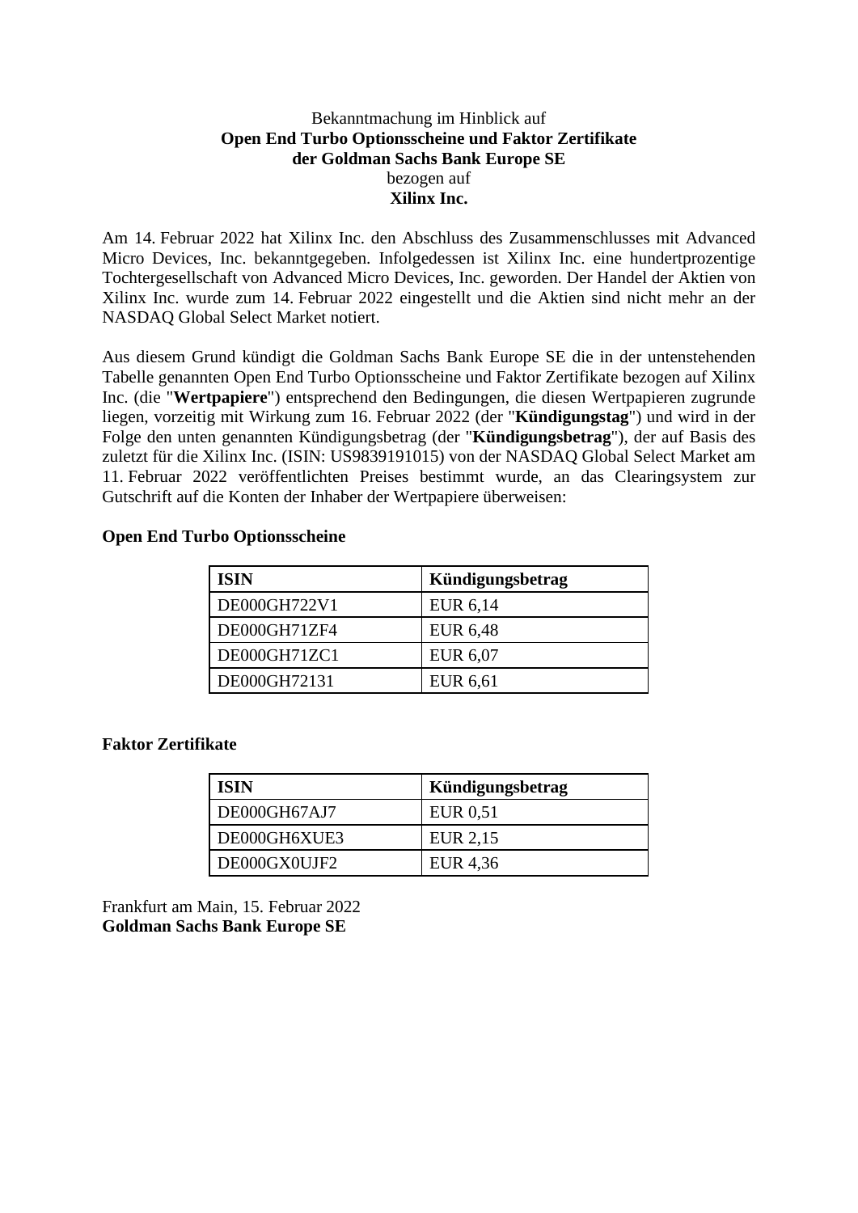Bekanntmachung im Hinblick auf  
**Open End Turbo Optionsscheine und Faktor Zertifikate**  
**der Goldman Sachs Bank Europe SE**  
bezogen auf  
**Xilinx Inc.**

Am 14. Februar 2022 hat Xilinx Inc. den Abschluss des Zusammenschlusses mit Advanced Micro Devices, Inc. bekanntgegeben. Infolgedessen ist Xilinx Inc. eine hundertprozentige Tochtergesellschaft von Advanced Micro Devices, Inc. geworden. Der Handel der Aktien von Xilinx Inc. wurde zum 14. Februar 2022 eingestellt und die Aktien sind nicht mehr an der NASDAQ Global Select Market notiert.

Aus diesem Grund kündigt die Goldman Sachs Bank Europe SE die in der untenstehenden Tabelle genannten Open End Turbo Optionsscheine und Faktor Zertifikate bezogen auf Xilinx Inc. (die "**Wertpapiere**") entsprechend den Bedingungen, die diesen Wertpapieren zugrunde liegen, vorzeitig mit Wirkung zum 16. Februar 2022 (der "**Kündigungstag**") und wird in der Folge den unten genannten Kündigungsbetrag (der "**Kündigungsbetrag**"), der auf Basis des zuletzt für die Xilinx Inc. (ISIN: US9839191015) von der NASDAQ Global Select Market am 11. Februar 2022 veröffentlichten Preises bestimmt wurde, an das Clearingsystem zur Gutschrift auf die Konten der Inhaber der Wertpapiere überweisen:

**Open End Turbo Optionsscheine**

| ISIN | Kündigungsbetrag |
|---|---|
| DE000GH722V1 | EUR 6,14 |
| DE000GH71ZF4 | EUR 6,48 |
| DE000GH71ZC1 | EUR 6,07 |
| DE000GH72131 | EUR 6,61 |

**Faktor Zertifikate**

| ISIN | Kündigungsbetrag |
|---|---|
| DE000GH67AJ7 | EUR 0,51 |
| DE000GH6XUE3 | EUR 2,15 |
| DE000GX0UJF2 | EUR 4,36 |

Frankfurt am Main, 15. Februar 2022  
**Goldman Sachs Bank Europe SE**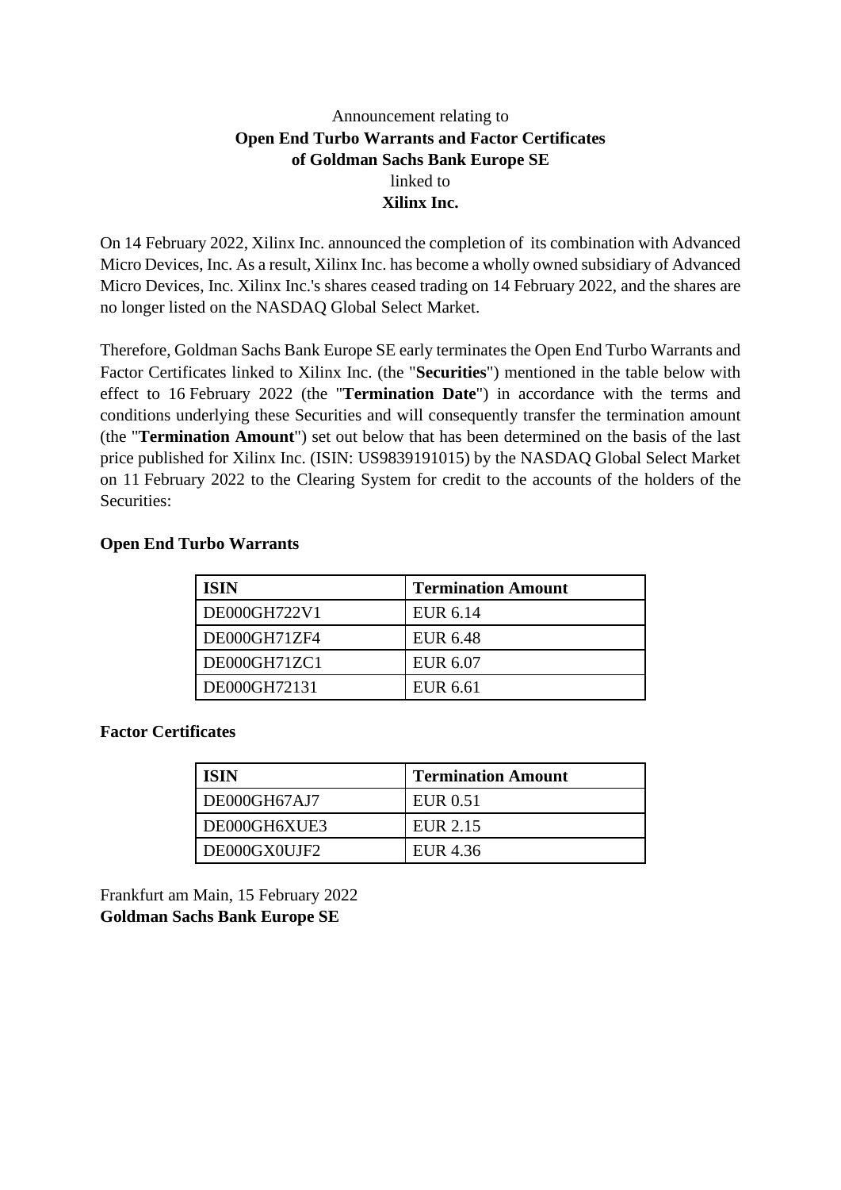Announcement relating to

**Open End Turbo Warrants and Factor Certificates**
**of Goldman Sachs Bank Europe SE**

linked to

**Xilinx Inc.**

On 14 February 2022, Xilinx Inc. announced the completion of its combination with Advanced Micro Devices, Inc. As a result, Xilinx Inc. has become a wholly owned subsidiary of Advanced Micro Devices, Inc. Xilinx Inc.'s shares ceased trading on 14 February 2022, and the shares are no longer listed on the NASDAQ Global Select Market.

Therefore, Goldman Sachs Bank Europe SE early terminates the Open End Turbo Warrants and Factor Certificates linked to Xilinx Inc. (the "**Securities**") mentioned in the table below with effect to 16 February 2022 (the "**Termination Date**") in accordance with the terms and conditions underlying these Securities and will consequently transfer the termination amount (the "**Termination Amount**") set out below that has been determined on the basis of the last price published for Xilinx Inc. (ISIN: US9839191015) by the NASDAQ Global Select Market on 11 February 2022 to the Clearing System for credit to the accounts of the holders of the Securities:

**Open End Turbo Warrants**

| ISIN | Termination Amount |
|---|---|
| DE000GH722V1 | EUR 6.14 |
| DE000GH71ZF4 | EUR 6.48 |
| DE000GH71ZC1 | EUR 6.07 |
| DE000GH72131 | EUR 6.61 |

**Factor Certificates**

| ISIN | Termination Amount |
|---|---|
| DE000GH67AJ7 | EUR 0.51 |
| DE000GH6XUE3 | EUR 2.15 |
| DE000GX0UJF2 | EUR 4.36 |

Frankfurt am Main, 15 February 2022
**Goldman Sachs Bank Europe SE**